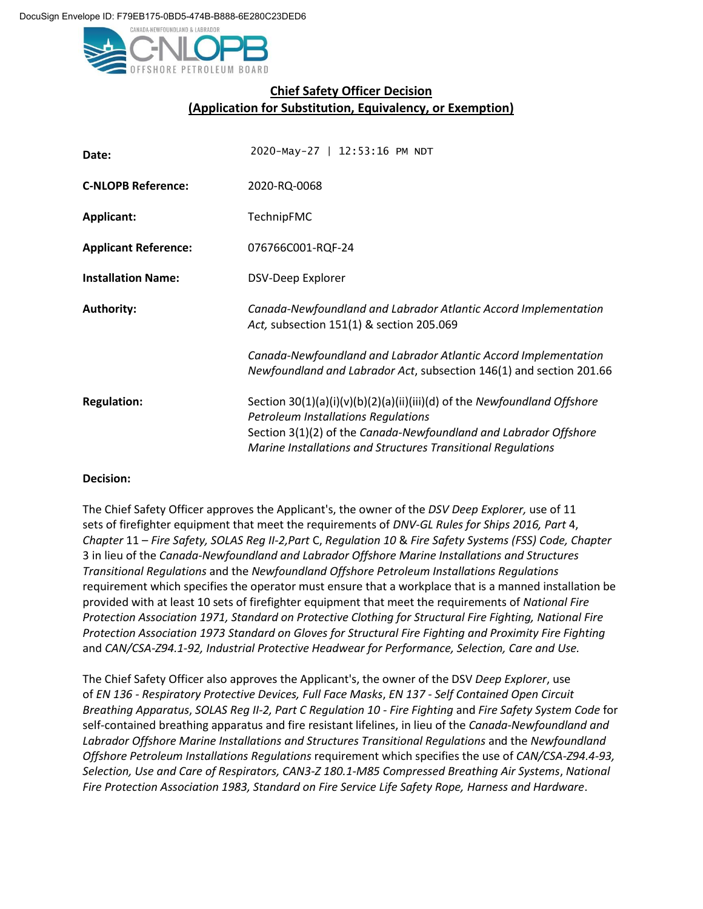DocuSign Envelope ID: F79EB175-0BD5-474B-B888-6E280C23DED6

## Chief Safety Officer Decision
## (Application for Substitution, Equivalency, or Exemption)

| | |
|---|---|
| **Date:** | 2020-May-27 \| 12:53:16 PM NDT |
| **C-NLOPB Reference:** | 2020-RQ-0068 |
| **Applicant:** | TechnipFMC |
| **Applicant Reference:** | 076766C001-RQF-24 |
| **Installation Name:** | DSV-Deep Explorer |
| **Authority:** | *Canada-Newfoundland and Labrador Atlantic Accord Implementation Act,* subsection 151(1) & section 205.069<br><br>*Canada-Newfoundland and Labrador Atlantic Accord Implementation Newfoundland and Labrador Act*, subsection 146(1) and section 201.66 |
| **Regulation:** | Section 30(1)(a)(i)(v)(b)(2)(a)(ii)(iii)(d) of the *Newfoundland Offshore Petroleum Installations Regulations*<br>Section 3(1)(2) of the *Canada-Newfoundland and Labrador Offshore Marine Installations and Structures Transitional Regulations* |

**Decision:**

The Chief Safety Officer approves the Applicant's, the owner of the *DSV Deep Explorer,* use of 11 sets of firefighter equipment that meet the requirements of *DNV-GL Rules for Ships 2016, Part* 4, *Chapter* 11 – *Fire Safety, SOLAS Reg II-2,Part* C, *Regulation 10* & *Fire Safety Systems (FSS) Code, Chapter* 3 in lieu of the *Canada-Newfoundland and Labrador Offshore Marine Installations and Structures Transitional Regulations* and the *Newfoundland Offshore Petroleum Installations Regulations* requirement which specifies the operator must ensure that a workplace that is a manned installation be provided with at least 10 sets of firefighter equipment that meet the requirements of *National Fire Protection Association 1971, Standard on Protective Clothing for Structural Fire Fighting, National Fire Protection Association 1973 Standard on Gloves for Structural Fire Fighting and Proximity Fire Fighting* and *CAN/CSA-Z94.1-92, Industrial Protective Headwear for Performance, Selection, Care and Use.*

The Chief Safety Officer also approves the Applicant's, the owner of the DSV *Deep Explorer*, use of *EN 136 - Respiratory Protective Devices, Full Face Masks*, *EN 137 - Self Contained Open Circuit Breathing Apparatus*, *SOLAS Reg II-2, Part C Regulation 10 - Fire Fighting* and *Fire Safety System Code* for self-contained breathing apparatus and fire resistant lifelines, in lieu of the *Canada-Newfoundland and Labrador Offshore Marine Installations and Structures Transitional Regulations* and the *Newfoundland Offshore Petroleum Installations Regulations* requirement which specifies the use of *CAN/CSA-Z94.4-93, Selection, Use and Care of Respirators, CAN3-Z 180.1-M85 Compressed Breathing Air Systems*, *National Fire Protection Association 1983, Standard on Fire Service Life Safety Rope, Harness and Hardware*.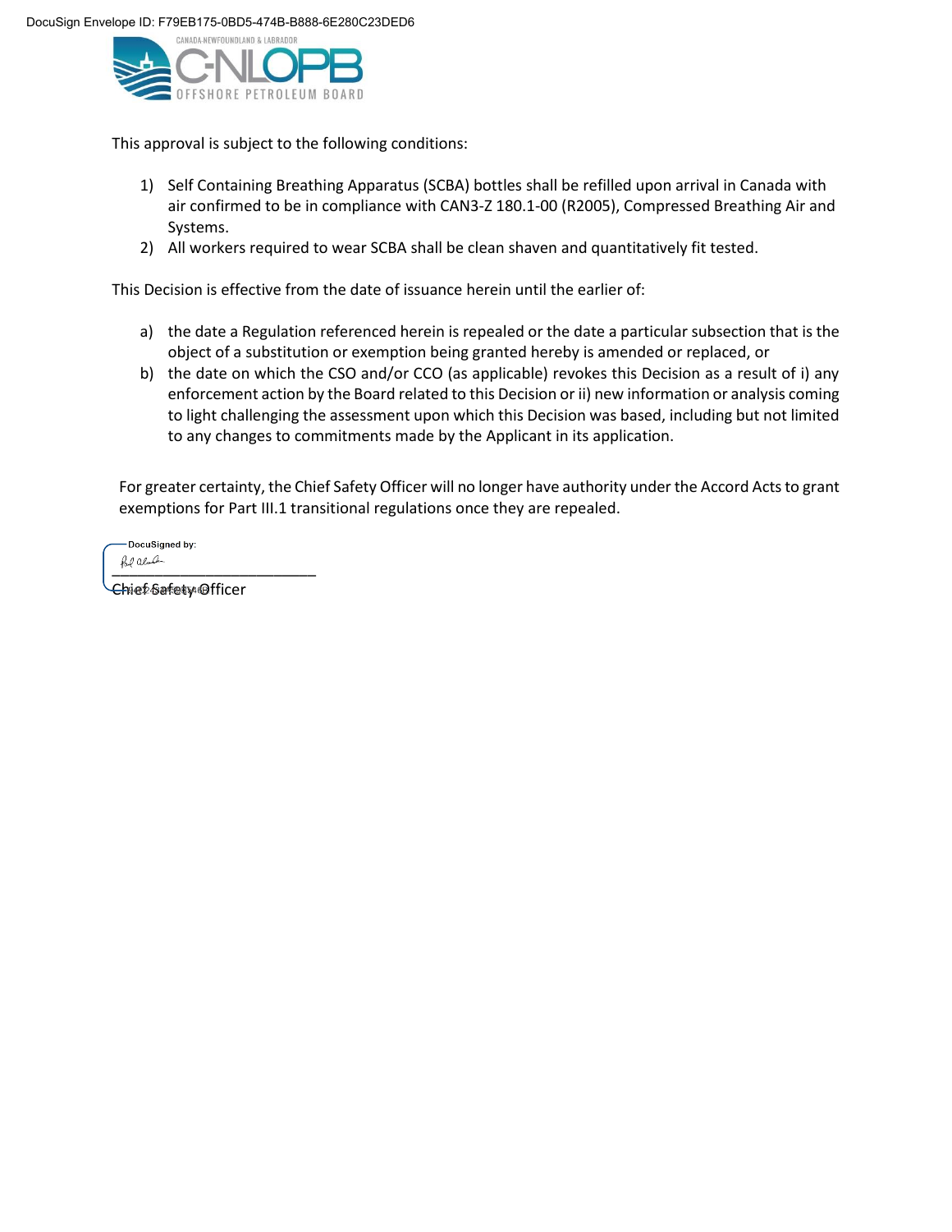This approval is subject to the following conditions:

1) Self Containing Breathing Apparatus (SCBA) bottles shall be refilled upon arrival in Canada with air confirmed to be in compliance with CAN3-Z 180.1-00 (R2005), Compressed Breathing Air and Systems.
2) All workers required to wear SCBA shall be clean shaven and quantitatively fit tested.

This Decision is effective from the date of issuance herein until the earlier of:

a) the date a Regulation referenced herein is repealed or the date a particular subsection that is the object of a substitution or exemption being granted hereby is amended or replaced, or
b) the date on which the CSO and/or CCO (as applicable) revokes this Decision as a result of i) any enforcement action by the Board related to this Decision or ii) new information or analysis coming to light challenging the assessment upon which this Decision was based, including but not limited to any changes to commitments made by the Applicant in its application.

For greater certainty, the Chief Safety Officer will no longer have authority under the Accord Acts to grant exemptions for Part III.1 transitional regulations once they are repealed.

DocuSigned by:

\_\_\_\_\_\_\_\_\_\_\_\_\_\_\_\_\_\_\_\_\_\_\_\_\_\_\_

Chief Safety Officer